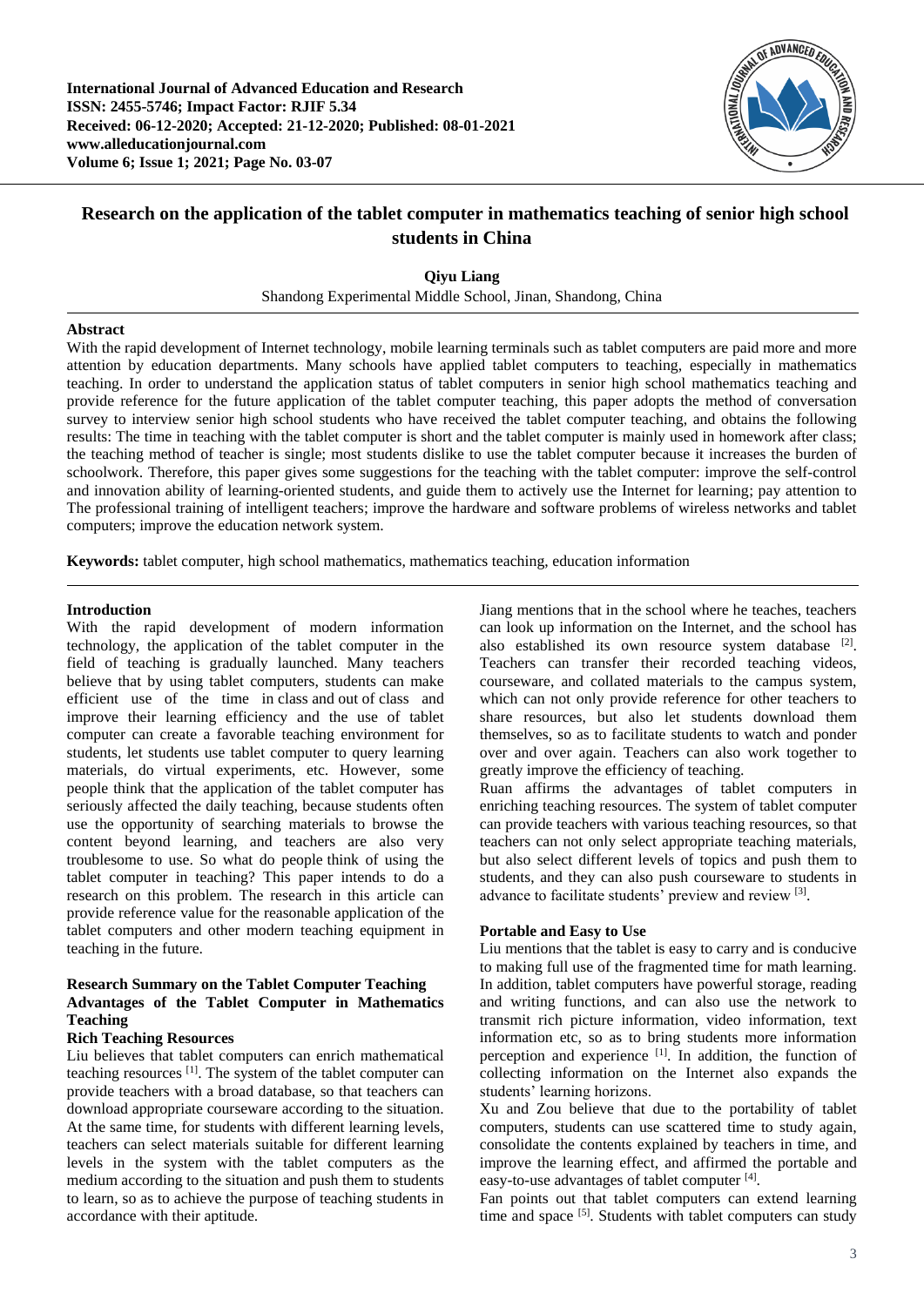# Research on the application of the tablet computer in mathematics teaching of senior high school students in China

**Qiyu Liang**

Shandong Experimental Middle School, Jinan, Shandong, China

## Abstract

With the rapid development of Internet technology, mobile learning terminals such as tablet computers are paid more and more attention by education departments. Many schools have applied tablet computers to teaching, especially in mathematics teaching. In order to understand the application status of tablet computers in senior high school mathematics teaching and provide reference for the future application of the tablet computer teaching, this paper adopts the method of conversation survey to interview senior high school students who have received the tablet computer teaching, and obtains the following results: The time in teaching with the tablet computer is short and the tablet computer is mainly used in homework after class; the teaching method of teacher is single; most students dislike to use the tablet computer because it increases the burden of schoolwork. Therefore, this paper gives some suggestions for the teaching with the tablet computer: improve the self-control and innovation ability of learning-oriented students, and guide them to actively use the Internet for learning; pay attention to The professional training of intelligent teachers; improve the hardware and software problems of wireless networks and tablet computers; improve the education network system.

**Keywords:** tablet computer, high school mathematics, mathematics teaching, education information

## Introduction

With the rapid development of modern information technology, the application of the tablet computer in the field of teaching is gradually launched. Many teachers believe that by using tablet computers, students can make efficient use of the time in class and out of class and improve their learning efficiency and the use of tablet computer can create a favorable teaching environment for students, let students use tablet computer to query learning materials, do virtual experiments, etc. However, some people think that the application of the tablet computer has seriously affected the daily teaching, because students often use the opportunity of searching materials to browse the content beyond learning, and teachers are also very troublesome to use. So what do people think of using the tablet computer in teaching? This paper intends to do a research on this problem. The research in this article can provide reference value for the reasonable application of the tablet computers and other modern teaching equipment in teaching in the future.

## Research Summary on the Tablet Computer Teaching

### Advantages of the Tablet Computer in Mathematics Teaching

#### Rich Teaching Resources

Liu believes that tablet computers can enrich mathematical teaching resources [1]. The system of the tablet computer can provide teachers with a broad database, so that teachers can download appropriate courseware according to the situation. At the same time, for students with different learning levels, teachers can select materials suitable for different learning levels in the system with the tablet computers as the medium according to the situation and push them to students to learn, so as to achieve the purpose of teaching students in accordance with their aptitude.

Jiang mentions that in the school where he teaches, teachers can look up information on the Internet, and the school has also established its own resource system database [2]. Teachers can transfer their recorded teaching videos, courseware, and collated materials to the campus system, which can not only provide reference for other teachers to share resources, but also let students download them themselves, so as to facilitate students to watch and ponder over and over again. Teachers can also work together to greatly improve the efficiency of teaching.

Ruan affirms the advantages of tablet computers in enriching teaching resources. The system of tablet computer can provide teachers with various teaching resources, so that teachers can not only select appropriate teaching materials, but also select different levels of topics and push them to students, and they can also push courseware to students in advance to facilitate students' preview and review [3].

#### Portable and Easy to Use

Liu mentions that the tablet is easy to carry and is conducive to making full use of the fragmented time for math learning. In addition, tablet computers have powerful storage, reading and writing functions, and can also use the network to transmit rich picture information, video information, text information etc, so as to bring students more information perception and experience [1]. In addition, the function of collecting information on the Internet also expands the students' learning horizons.

Xu and Zou believe that due to the portability of tablet computers, students can use scattered time to study again, consolidate the contents explained by teachers in time, and improve the learning effect, and affirmed the portable and easy-to-use advantages of tablet computer [4].

Fan points out that tablet computers can extend learning time and space [5]. Students with tablet computers can study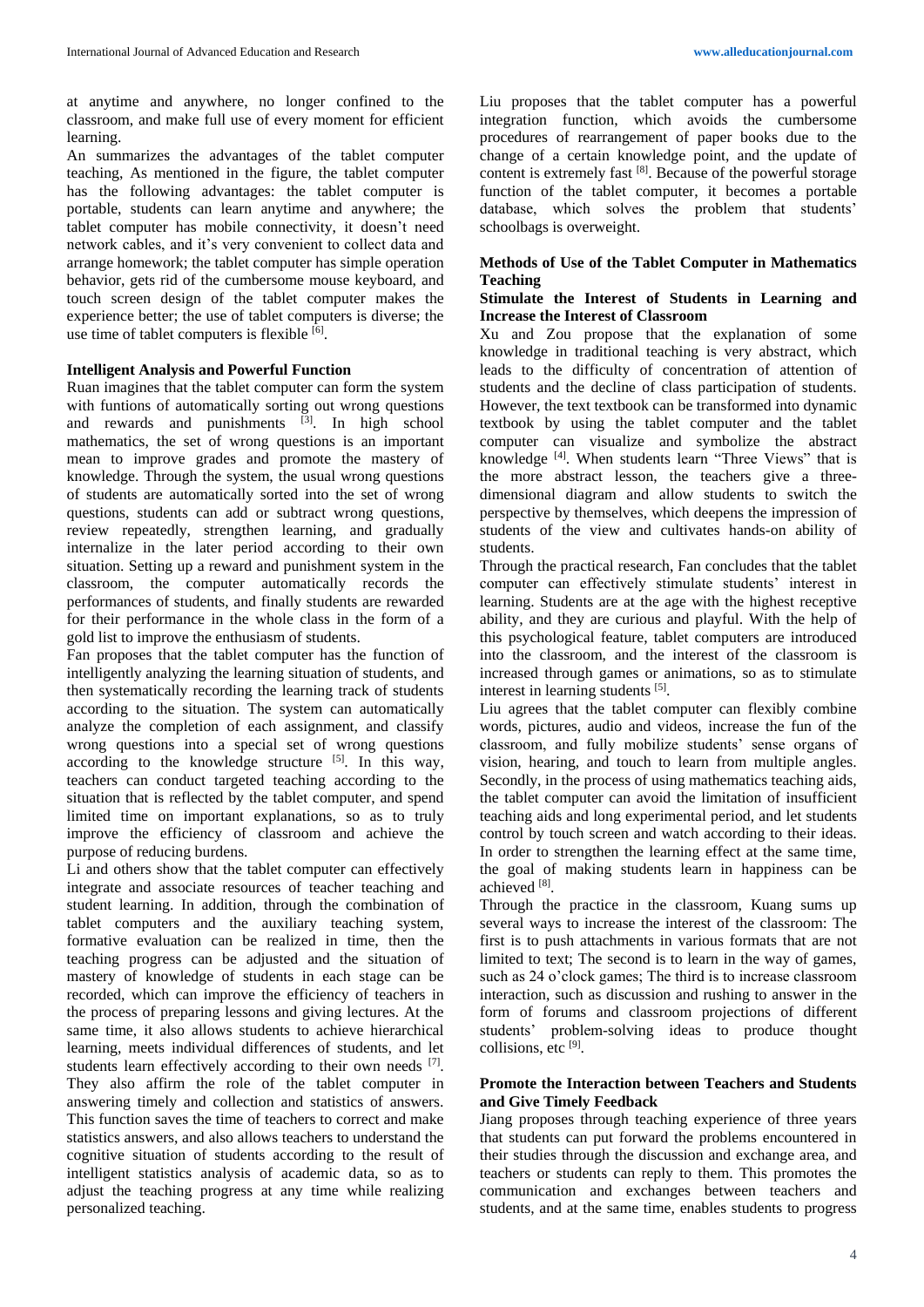at anytime and anywhere, no longer confined to the classroom, and make full use of every moment for efficient learning.

An summarizes the advantages of the tablet computer teaching, As mentioned in the figure, the tablet computer has the following advantages: the tablet computer is portable, students can learn anytime and anywhere; the tablet computer has mobile connectivity, it doesn't need network cables, and it's very convenient to collect data and arrange homework; the tablet computer has simple operation behavior, gets rid of the cumbersome mouse keyboard, and touch screen design of the tablet computer makes the experience better; the use of tablet computers is diverse; the use time of tablet computers is flexible [6].

**Intelligent Analysis and Powerful Function**

Ruan imagines that the tablet computer can form the system with funtions of automatically sorting out wrong questions and rewards and punishments [3]. In high school mathematics, the set of wrong questions is an important mean to improve grades and promote the mastery of knowledge. Through the system, the usual wrong questions of students are automatically sorted into the set of wrong questions, students can add or subtract wrong questions, review repeatedly, strengthen learning, and gradually internalize in the later period according to their own situation. Setting up a reward and punishment system in the classroom, the computer automatically records the performances of students, and finally students are rewarded for their performance in the whole class in the form of a gold list to improve the enthusiasm of students.

Fan proposes that the tablet computer has the function of intelligently analyzing the learning situation of students, and then systematically recording the learning track of students according to the situation. The system can automatically analyze the completion of each assignment, and classify wrong questions into a special set of wrong questions according to the knowledge structure [5]. In this way, teachers can conduct targeted teaching according to the situation that is reflected by the tablet computer, and spend limited time on important explanations, so as to truly improve the efficiency of classroom and achieve the purpose of reducing burdens.

Li and others show that the tablet computer can effectively integrate and associate resources of teacher teaching and student learning. In addition, through the combination of tablet computers and the auxiliary teaching system, formative evaluation can be realized in time, then the teaching progress can be adjusted and the situation of mastery of knowledge of students in each stage can be recorded, which can improve the efficiency of teachers in the process of preparing lessons and giving lectures. At the same time, it also allows students to achieve hierarchical learning, meets individual differences of students, and let students learn effectively according to their own needs [7]. They also affirm the role of the tablet computer in answering timely and collection and statistics of answers. This function saves the time of teachers to correct and make statistics answers, and also allows teachers to understand the cognitive situation of students according to the result of intelligent statistics analysis of academic data, so as to adjust the teaching progress at any time while realizing personalized teaching.

Liu proposes that the tablet computer has a powerful integration function, which avoids the cumbersome procedures of rearrangement of paper books due to the change of a certain knowledge point, and the update of content is extremely fast [8]. Because of the powerful storage function of the tablet computer, it becomes a portable database, which solves the problem that students' schoolbags is overweight.

## Methods of Use of the Tablet Computer in Mathematics Teaching

**Stimulate the Interest of Students in Learning and Increase the Interest of Classroom**

Xu and Zou propose that the explanation of some knowledge in traditional teaching is very abstract, which leads to the difficulty of concentration of attention of students and the decline of class participation of students. However, the text textbook can be transformed into dynamic textbook by using the tablet computer and the tablet computer can visualize and symbolize the abstract knowledge [4]. When students learn "Three Views" that is the more abstract lesson, the teachers give a three-dimensional diagram and allow students to switch the perspective by themselves, which deepens the impression of students of the view and cultivates hands-on ability of students.

Through the practical research, Fan concludes that the tablet computer can effectively stimulate students' interest in learning. Students are at the age with the highest receptive ability, and they are curious and playful. With the help of this psychological feature, tablet computers are introduced into the classroom, and the interest of the classroom is increased through games or animations, so as to stimulate interest in learning students [5].

Liu agrees that the tablet computer can flexibly combine words, pictures, audio and videos, increase the fun of the classroom, and fully mobilize students' sense organs of vision, hearing, and touch to learn from multiple angles. Secondly, in the process of using mathematics teaching aids, the tablet computer can avoid the limitation of insufficient teaching aids and long experimental period, and let students control by touch screen and watch according to their ideas. In order to strengthen the learning effect at the same time, the goal of making students learn in happiness can be achieved [8].

Through the practice in the classroom, Kuang sums up several ways to increase the interest of the classroom: The first is to push attachments in various formats that are not limited to text; The second is to learn in the way of games, such as 24 o'clock games; The third is to increase classroom interaction, such as discussion and rushing to answer in the form of forums and classroom projections of different students' problem-solving ideas to produce thought collisions, etc [9].

**Promote the Interaction between Teachers and Students and Give Timely Feedback**

Jiang proposes through teaching experience of three years that students can put forward the problems encountered in their studies through the discussion and exchange area, and teachers or students can reply to them. This promotes the communication and exchanges between teachers and students, and at the same time, enables students to progress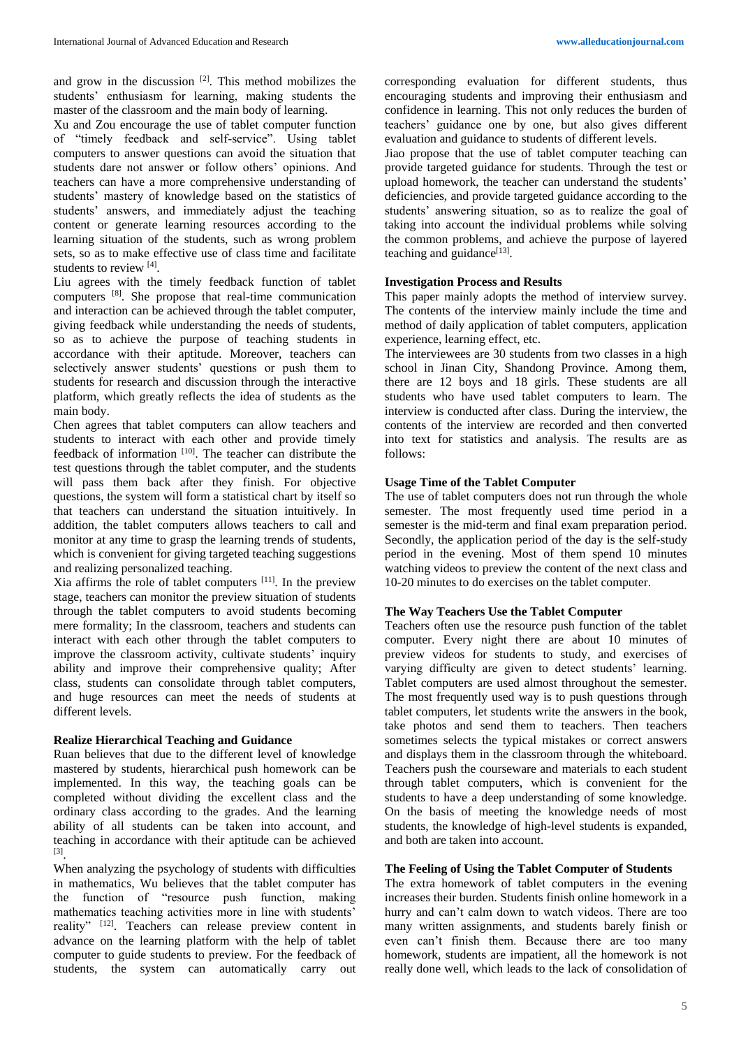and grow in the discussion [2]. This method mobilizes the students' enthusiasm for learning, making students the master of the classroom and the main body of learning.

Xu and Zou encourage the use of tablet computer function of "timely feedback and self-service". Using tablet computers to answer questions can avoid the situation that students dare not answer or follow others' opinions. And teachers can have a more comprehensive understanding of students' mastery of knowledge based on the statistics of students' answers, and immediately adjust the teaching content or generate learning resources according to the learning situation of the students, such as wrong problem sets, so as to make effective use of class time and facilitate students to review [4].

Liu agrees with the timely feedback function of tablet computers [8]. She propose that real-time communication and interaction can be achieved through the tablet computer, giving feedback while understanding the needs of students, so as to achieve the purpose of teaching students in accordance with their aptitude. Moreover, teachers can selectively answer students' questions or push them to students for research and discussion through the interactive platform, which greatly reflects the idea of students as the main body.

Chen agrees that tablet computers can allow teachers and students to interact with each other and provide timely feedback of information [10]. The teacher can distribute the test questions through the tablet computer, and the students will pass them back after they finish. For objective questions, the system will form a statistical chart by itself so that teachers can understand the situation intuitively. In addition, the tablet computers allows teachers to call and monitor at any time to grasp the learning trends of students, which is convenient for giving targeted teaching suggestions and realizing personalized teaching.

Xia affirms the role of tablet computers [11]. In the preview stage, teachers can monitor the preview situation of students through the tablet computers to avoid students becoming mere formality; In the classroom, teachers and students can interact with each other through the tablet computers to improve the classroom activity, cultivate students' inquiry ability and improve their comprehensive quality; After class, students can consolidate through tablet computers, and huge resources can meet the needs of students at different levels.

### Realize Hierarchical Teaching and Guidance

Ruan believes that due to the different level of knowledge mastered by students, hierarchical push homework can be implemented. In this way, the teaching goals can be completed without dividing the excellent class and the ordinary class according to the grades. And the learning ability of all students can be taken into account, and teaching in accordance with their aptitude can be achieved [3].

When analyzing the psychology of students with difficulties in mathematics, Wu believes that the tablet computer has the function of "resource push function, making mathematics teaching activities more in line with students' reality" [12]. Teachers can release preview content in advance on the learning platform with the help of tablet computer to guide students to preview. For the feedback of students, the system can automatically carry out corresponding evaluation for different students, thus encouraging students and improving their enthusiasm and confidence in learning. This not only reduces the burden of teachers' guidance one by one, but also gives different evaluation and guidance to students of different levels.

Jiao propose that the use of tablet computer teaching can provide targeted guidance for students. Through the test or upload homework, the teacher can understand the students' deficiencies, and provide targeted guidance according to the students' answering situation, so as to realize the goal of taking into account the individual problems while solving the common problems, and achieve the purpose of layered teaching and guidance[13].

### Investigation Process and Results

This paper mainly adopts the method of interview survey. The contents of the interview mainly include the time and method of daily application of tablet computers, application experience, learning effect, etc.

The interviewees are 30 students from two classes in a high school in Jinan City, Shandong Province. Among them, there are 12 boys and 18 girls. These students are all students who have used tablet computers to learn. The interview is conducted after class. During the interview, the contents of the interview are recorded and then converted into text for statistics and analysis. The results are as follows:

### Usage Time of the Tablet Computer

The use of tablet computers does not run through the whole semester. The most frequently used time period in a semester is the mid-term and final exam preparation period. Secondly, the application period of the day is the self-study period in the evening. Most of them spend 10 minutes watching videos to preview the content of the next class and 10-20 minutes to do exercises on the tablet computer.

### The Way Teachers Use the Tablet Computer

Teachers often use the resource push function of the tablet computer. Every night there are about 10 minutes of preview videos for students to study, and exercises of varying difficulty are given to detect students' learning. Tablet computers are used almost throughout the semester. The most frequently used way is to push questions through tablet computers, let students write the answers in the book, take photos and send them to teachers. Then teachers sometimes selects the typical mistakes or correct answers and displays them in the classroom through the whiteboard. Teachers push the courseware and materials to each student through tablet computers, which is convenient for the students to have a deep understanding of some knowledge. On the basis of meeting the knowledge needs of most students, the knowledge of high-level students is expanded, and both are taken into account.

### The Feeling of Using the Tablet Computer of Students

The extra homework of tablet computers in the evening increases their burden. Students finish online homework in a hurry and can't calm down to watch videos. There are too many written assignments, and students barely finish or even can't finish them. Because there are too many homework, students are impatient, all the homework is not really done well, which leads to the lack of consolidation of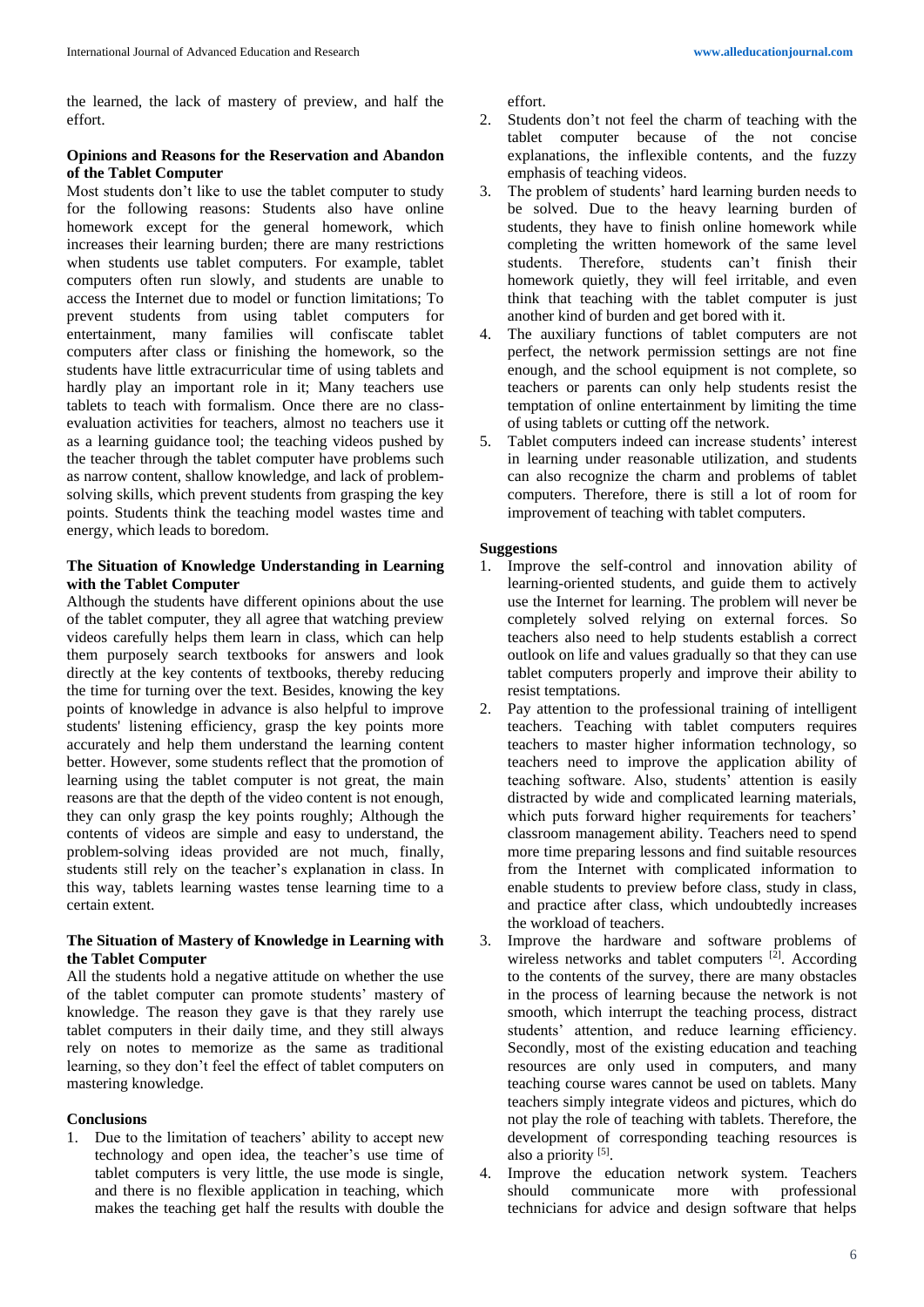the learned, the lack of mastery of preview, and half the effort.

### Opinions and Reasons for the Reservation and Abandon of the Tablet Computer

Most students don't like to use the tablet computer to study for the following reasons: Students also have online homework except for the general homework, which increases their learning burden; there are many restrictions when students use tablet computers. For example, tablet computers often run slowly, and students are unable to access the Internet due to model or function limitations; To prevent students from using tablet computers for entertainment, many families will confiscate tablet computers after class or finishing the homework, so the students have little extracurricular time of using tablets and hardly play an important role in it; Many teachers use tablets to teach with formalism. Once there are no class-evaluation activities for teachers, almost no teachers use it as a learning guidance tool; the teaching videos pushed by the teacher through the tablet computer have problems such as narrow content, shallow knowledge, and lack of problem-solving skills, which prevent students from grasping the key points. Students think the teaching model wastes time and energy, which leads to boredom.

### The Situation of Knowledge Understanding in Learning with the Tablet Computer

Although the students have different opinions about the use of the tablet computer, they all agree that watching preview videos carefully helps them learn in class, which can help them purposely search textbooks for answers and look directly at the key contents of textbooks, thereby reducing the time for turning over the text. Besides, knowing the key points of knowledge in advance is also helpful to improve students' listening efficiency, grasp the key points more accurately and help them understand the learning content better. However, some students reflect that the promotion of learning using the tablet computer is not great, the main reasons are that the depth of the video content is not enough, they can only grasp the key points roughly; Although the contents of videos are simple and easy to understand, the problem-solving ideas provided are not much, finally, students still rely on the teacher's explanation in class. In this way, tablets learning wastes tense learning time to a certain extent.

### The Situation of Mastery of Knowledge in Learning with the Tablet Computer

All the students hold a negative attitude on whether the use of the tablet computer can promote students' mastery of knowledge. The reason they gave is that they rarely use tablet computers in their daily time, and they still always rely on notes to memorize as the same as traditional learning, so they don't feel the effect of tablet computers on mastering knowledge.

### Conclusions

1. Due to the limitation of teachers' ability to accept new technology and open idea, the teacher's use time of tablet computers is very little, the use mode is single, and there is no flexible application in teaching, which makes the teaching get half the results with double the effort.
2. Students don't not feel the charm of teaching with the tablet computer because of the not concise explanations, the inflexible contents, and the fuzzy emphasis of teaching videos.
3. The problem of students' hard learning burden needs to be solved. Due to the heavy learning burden of students, they have to finish online homework while completing the written homework of the same level students. Therefore, students can't finish their homework quietly, they will feel irritable, and even think that teaching with the tablet computer is just another kind of burden and get bored with it.
4. The auxiliary functions of tablet computers are not perfect, the network permission settings are not fine enough, and the school equipment is not complete, so teachers or parents can only help students resist the temptation of online entertainment by limiting the time of using tablets or cutting off the network.
5. Tablet computers indeed can increase students' interest in learning under reasonable utilization, and students can also recognize the charm and problems of tablet computers. Therefore, there is still a lot of room for improvement of teaching with tablet computers.

### Suggestions

1. Improve the self-control and innovation ability of learning-oriented students, and guide them to actively use the Internet for learning. The problem will never be completely solved relying on external forces. So teachers also need to help students establish a correct outlook on life and values gradually so that they can use tablet computers properly and improve their ability to resist temptations.
2. Pay attention to the professional training of intelligent teachers. Teaching with tablet computers requires teachers to master higher information technology, so teachers need to improve the application ability of teaching software. Also, students' attention is easily distracted by wide and complicated learning materials, which puts forward higher requirements for teachers' classroom management ability. Teachers need to spend more time preparing lessons and find suitable resources from the Internet with complicated information to enable students to preview before class, study in class, and practice after class, which undoubtedly increases the workload of teachers.
3. Improve the hardware and software problems of wireless networks and tablet computers [2]. According to the contents of the survey, there are many obstacles in the process of learning because the network is not smooth, which interrupt the teaching process, distract students' attention, and reduce learning efficiency. Secondly, most of the existing education and teaching resources are only used in computers, and many teaching course wares cannot be used on tablets. Many teachers simply integrate videos and pictures, which do not play the role of teaching with tablets. Therefore, the development of corresponding teaching resources is also a priority [5].
4. Improve the education network system. Teachers should communicate more with professional technicians for advice and design software that helps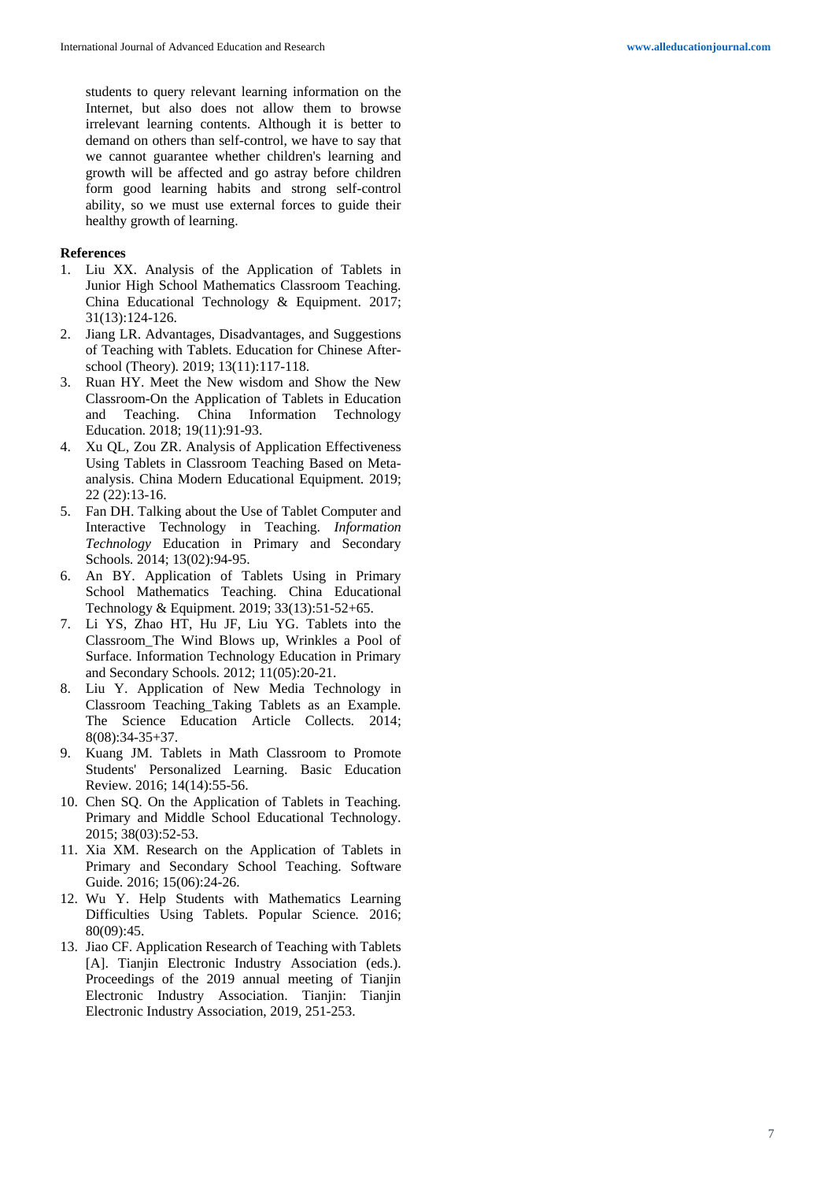students to query relevant learning information on the Internet, but also does not allow them to browse irrelevant learning contents. Although it is better to demand on others than self-control, we have to say that we cannot guarantee whether children's learning and growth will be affected and go astray before children form good learning habits and strong self-control ability, so we must use external forces to guide their healthy growth of learning.

**References**

1. Liu XX. Analysis of the Application of Tablets in Junior High School Mathematics Classroom Teaching. China Educational Technology & Equipment. 2017; 31(13):124-126.
2. Jiang LR. Advantages, Disadvantages, and Suggestions of Teaching with Tablets. Education for Chinese After-school (Theory). 2019; 13(11):117-118.
3. Ruan HY. Meet the New wisdom and Show the New Classroom-On the Application of Tablets in Education and Teaching. China Information Technology Education. 2018; 19(11):91-93.
4. Xu QL, Zou ZR. Analysis of Application Effectiveness Using Tablets in Classroom Teaching Based on Meta-analysis. China Modern Educational Equipment. 2019; 22 (22):13-16.
5. Fan DH. Talking about the Use of Tablet Computer and Interactive Technology in Teaching. *Information Technology* Education in Primary and Secondary Schools. 2014; 13(02):94-95.
6. An BY. Application of Tablets Using in Primary School Mathematics Teaching. China Educational Technology & Equipment. 2019; 33(13):51-52+65.
7. Li YS, Zhao HT, Hu JF, Liu YG. Tablets into the Classroom_The Wind Blows up, Wrinkles a Pool of Surface. Information Technology Education in Primary and Secondary Schools. 2012; 11(05):20-21.
8. Liu Y. Application of New Media Technology in Classroom Teaching_Taking Tablets as an Example. The Science Education Article Collects. 2014; 8(08):34-35+37.
9. Kuang JM. Tablets in Math Classroom to Promote Students' Personalized Learning. Basic Education Review. 2016; 14(14):55-56.
10. Chen SQ. On the Application of Tablets in Teaching. Primary and Middle School Educational Technology. 2015; 38(03):52-53.
11. Xia XM. Research on the Application of Tablets in Primary and Secondary School Teaching. Software Guide. 2016; 15(06):24-26.
12. Wu Y. Help Students with Mathematics Learning Difficulties Using Tablets. Popular Science. 2016; 80(09):45.
13. Jiao CF. Application Research of Teaching with Tablets [A]. Tianjin Electronic Industry Association (eds.). Proceedings of the 2019 annual meeting of Tianjin Electronic Industry Association. Tianjin: Tianjin Electronic Industry Association, 2019, 251-253.